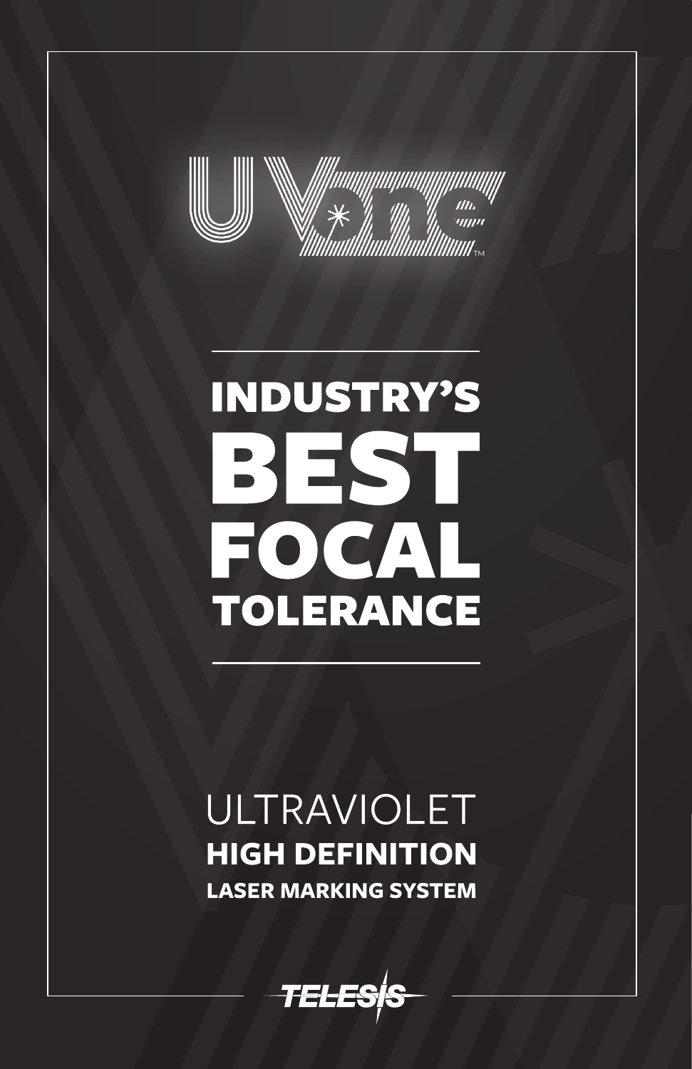# UVone™

# INDUSTRY'S BEST FOCAL TOLERANCE

ULTRAVIOLET
**HIGH DEFINITION**
**LASER MARKING SYSTEM**

TELESIS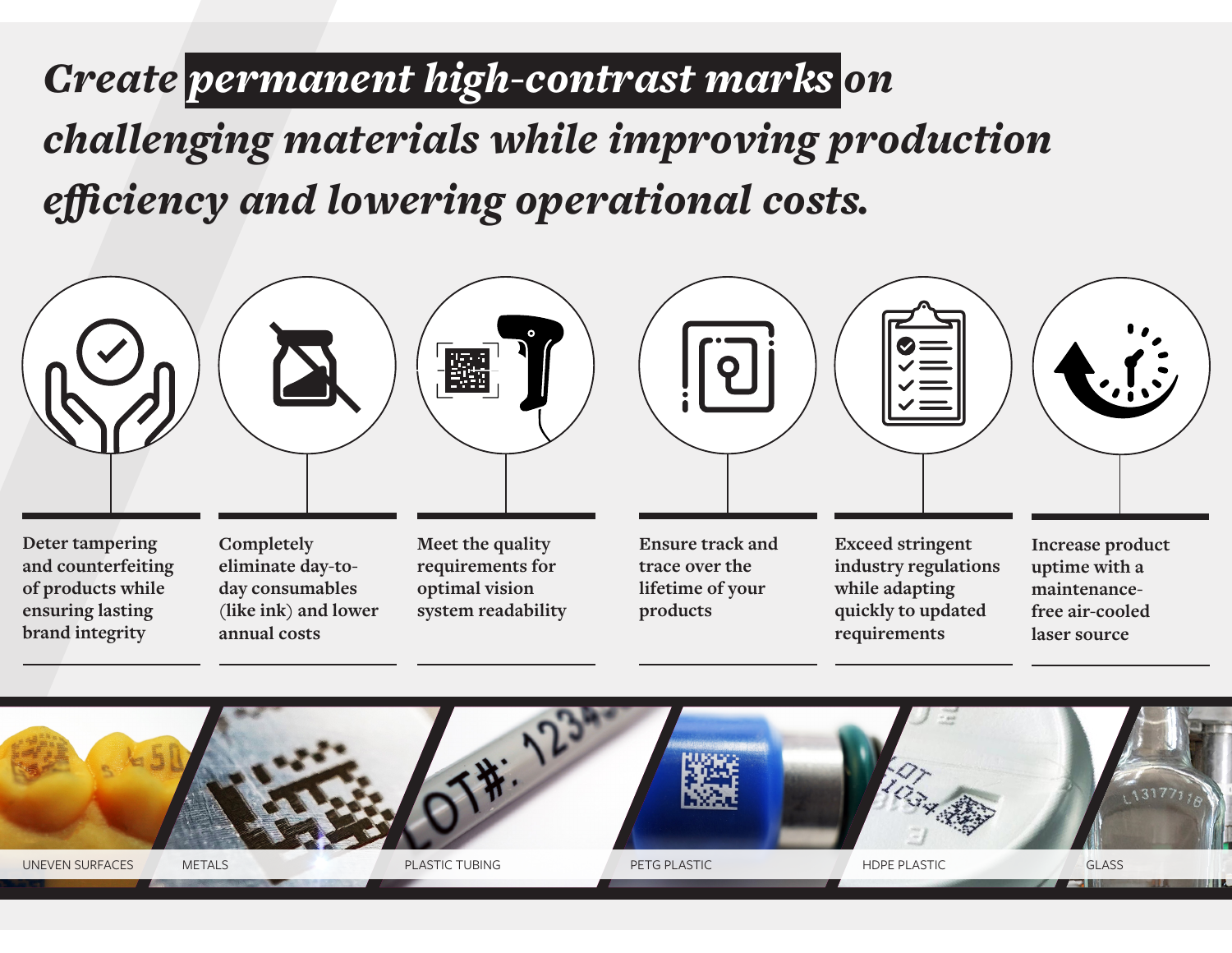# *Create **permanent high-contrast marks** on challenging materials while improving production efficiency and lowering operational costs.*

- Deter tampering and counterfeiting of products while ensuring lasting brand integrity
- Completely eliminate day-to-day consumables (like ink) and lower annual costs
- Meet the quality requirements for optimal vision system readability
- Ensure track and trace over the lifetime of your products
- Exceed stringent industry regulations while adapting quickly to updated requirements
- Increase product uptime with a maintenance-free air-cooled laser source

UNEVEN SURFACES | METALS | PLASTIC TUBING | PETG PLASTIC | HDPE PLASTIC | GLASS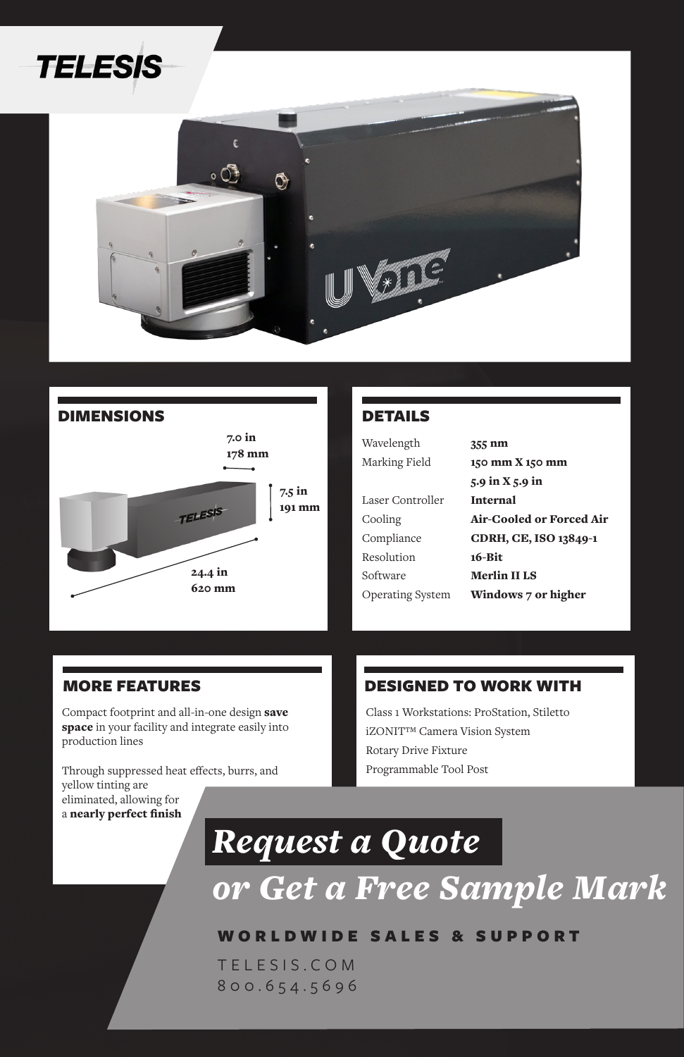**TELESIS**

## DIMENSIONS

7.0 in
178 mm

7.5 in
191 mm

24.4 in
620 mm

## DETAILS

| | |
|---|---|
| Wavelength | **355 nm** |
| Marking Field | **150 mm X 150 mm**<br>**5.9 in X 5.9 in** |
| Laser Controller | **Internal** |
| Cooling | **Air-Cooled or Forced Air** |
| Compliance | **CDRH, CE, ISO 13849-1** |
| Resolution | **16-Bit** |
| Software | **Merlin II LS** |
| Operating System | **Windows 7 or higher** |

## MORE FEATURES

Compact footprint and all-in-one design **save space** in your facility and integrate easily into production lines

Through suppressed heat effects, burrs, and yellow tinting are eliminated, allowing for a **nearly perfect finish**

## DESIGNED TO WORK WITH

Class 1 Workstations: ProStation, Stiletto

iZONIT™ Camera Vision System

Rotary Drive Fixture

Programmable Tool Post

***Request a Quote***

***or Get a Free Sample Mark***

**WORLDWIDE SALES & SUPPORT**

TELESIS.COM

800.654.5696